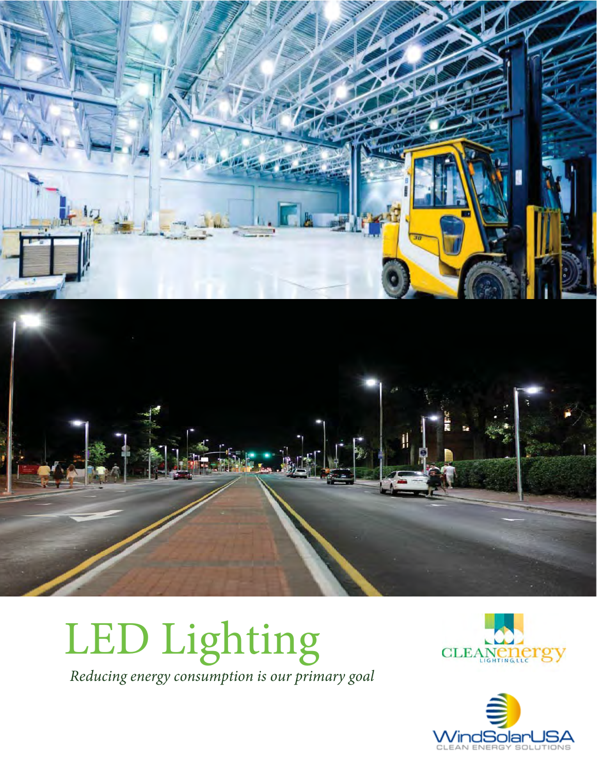# LED Lighting

*Reducing energy consumption is our primary goal*

CLEANenergy LIGHTING, LLC

WindSolarUSA CLEAN ENERGY SOLUTIONS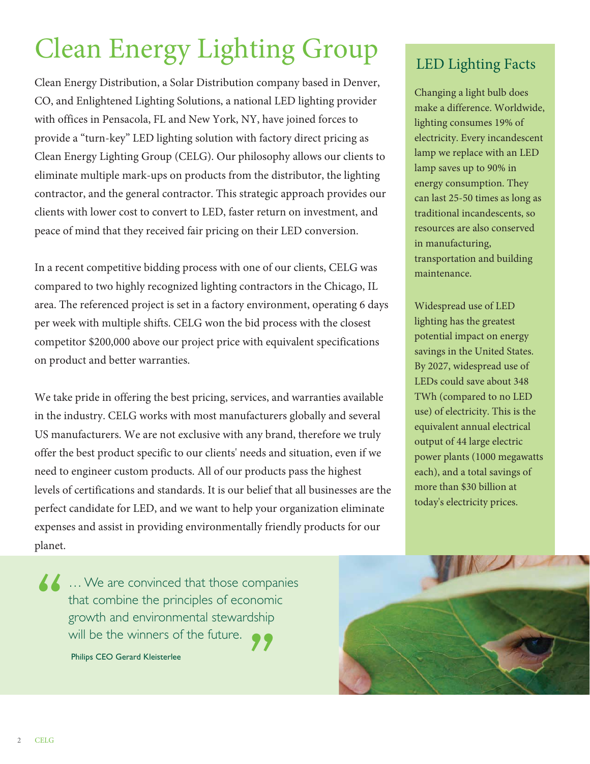# Clean Energy Lighting Group

Clean Energy Distribution, a Solar Distribution company based in Denver, CO, and Enlightened Lighting Solutions, a national LED lighting provider with offices in Pensacola, FL and New York, NY, have joined forces to provide a "turn-key" LED lighting solution with factory direct pricing as Clean Energy Lighting Group (CELG). Our philosophy allows our clients to eliminate multiple mark-ups on products from the distributor, the lighting contractor, and the general contractor. This strategic approach provides our clients with lower cost to convert to LED, faster return on investment, and peace of mind that they received fair pricing on their LED conversion.

In a recent competitive bidding process with one of our clients, CELG was compared to two highly recognized lighting contractors in the Chicago, IL area. The referenced project is set in a factory environment, operating 6 days per week with multiple shifts. CELG won the bid process with the closest competitor $200,000 above our project price with equivalent specifications on product and better warranties.

We take pride in offering the best pricing, services, and warranties available in the industry. CELG works with most manufacturers globally and several US manufacturers. We are not exclusive with any brand, therefore we truly offer the best product specific to our clients' needs and situation, even if we need to engineer custom products. All of our products pass the highest levels of certifications and standards. It is our belief that all businesses are the perfect candidate for LED, and we want to help your organization eliminate expenses and assist in providing environmentally friendly products for our planet.

## LED Lighting Facts

Changing a light bulb does make a difference. Worldwide, lighting consumes 19% of electricity. Every incandescent lamp we replace with an LED lamp saves up to 90% in energy consumption. They can last 25-50 times as long as traditional incandescents, so resources are also conserved in manufacturing, transportation and building maintenance.

Widespread use of LED lighting has the greatest potential impact on energy savings in the United States. By 2027, widespread use of LEDs could save about 348 TWh (compared to no LED use) of electricity. This is the equivalent annual electrical output of 44 large electric power plants (1000 megawatts each), and a total savings of more than $30 billion at today's electricity prices.

> "... We are convinced that those companies that combine the principles of economic growth and environmental stewardship will be the winners of the future."
>
> Philips CEO Gerard Kleisterlee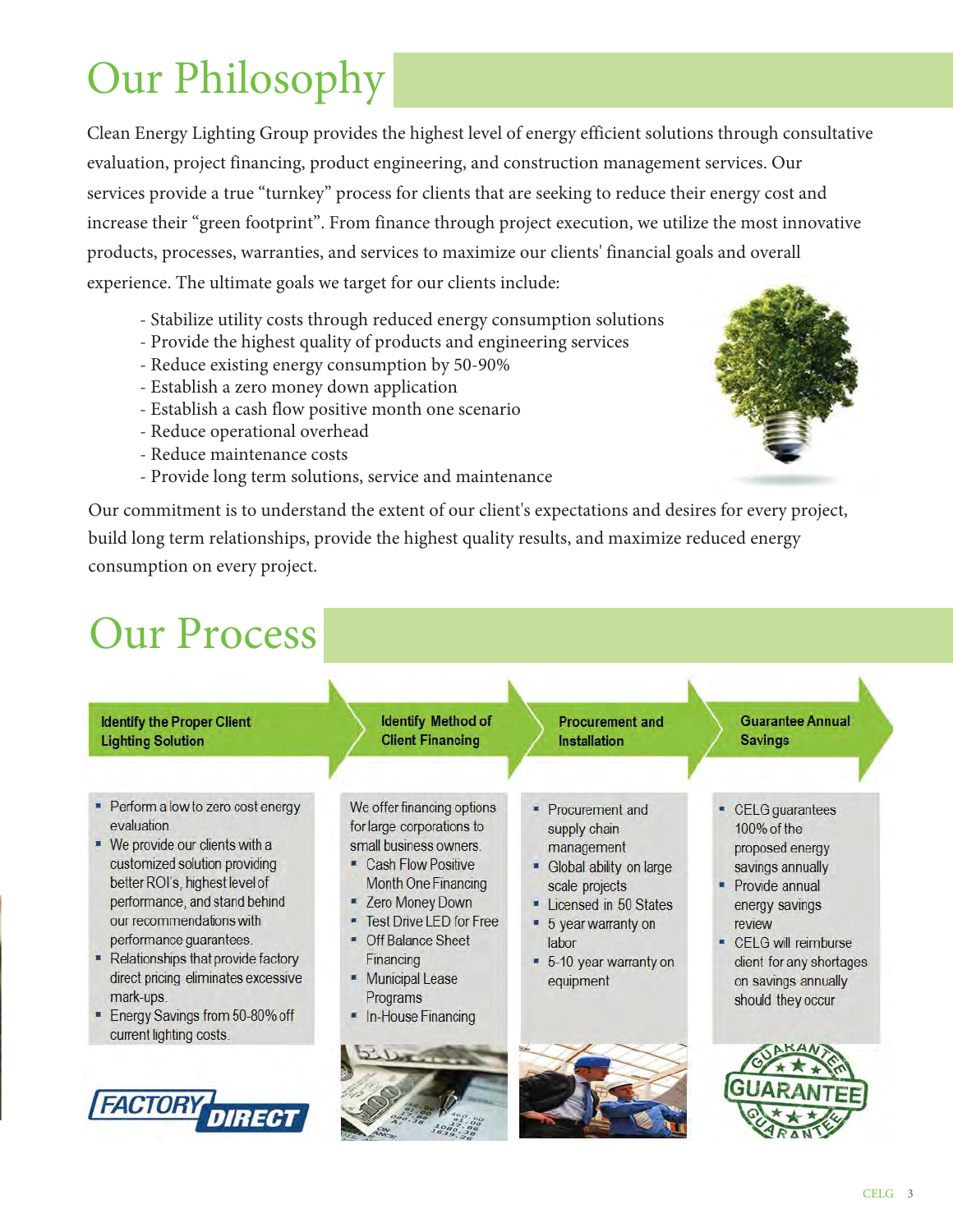# Our Philosophy

Clean Energy Lighting Group provides the highest level of energy efficient solutions through consultative evaluation, project financing, product engineering, and construction management services. Our services provide a true "turnkey" process for clients that are seeking to reduce their energy cost and increase their "green footprint". From finance through project execution, we utilize the most innovative products, processes, warranties, and services to maximize our clients' financial goals and overall experience. The ultimate goals we target for our clients include:

- Stabilize utility costs through reduced energy consumption solutions
- Provide the highest quality of products and engineering services
- Reduce existing energy consumption by 50-90%
- Establish a zero money down application
- Establish a cash flow positive month one scenario
- Reduce operational overhead
- Reduce maintenance costs
- Provide long term solutions, service and maintenance

Our commitment is to understand the extent of our client's expectations and desires for every project, build long term relationships, provide the highest quality results, and maximize reduced energy consumption on every project.

# Our Process

### Identify the Proper Client Lighting Solution

- Perform a low to zero cost energy evaluation
- We provide our clients with a customized solution providing better ROI's, highest level of performance, and stand behind our recommendations with performance guarantees.
- Relationships that provide factory direct pricing eliminates excessive mark-ups.
- Energy Savings from 50-80% off current lighting costs.

FACTORY DIRECT

### Identify Method of Client Financing

We offer financing options for large corporations to small business owners.

- Cash Flow Positive Month One Financing
- Zero Money Down
- Test Drive LED for Free
- Off Balance Sheet Financing
- Municipal Lease Programs
- In-House Financing

### Procurement and Installation

- Procurement and supply chain management
- Global ability on large scale projects
- Licensed in 50 States
- 5 year warranty on labor
- 5-10 year warranty on equipment

### Guarantee Annual Savings

- CELG guarantees 100% of the proposed energy savings annually
- Provide annual energy savings review
- CELG will reimburse client for any shortages on savings annually should they occur

GUARANTEE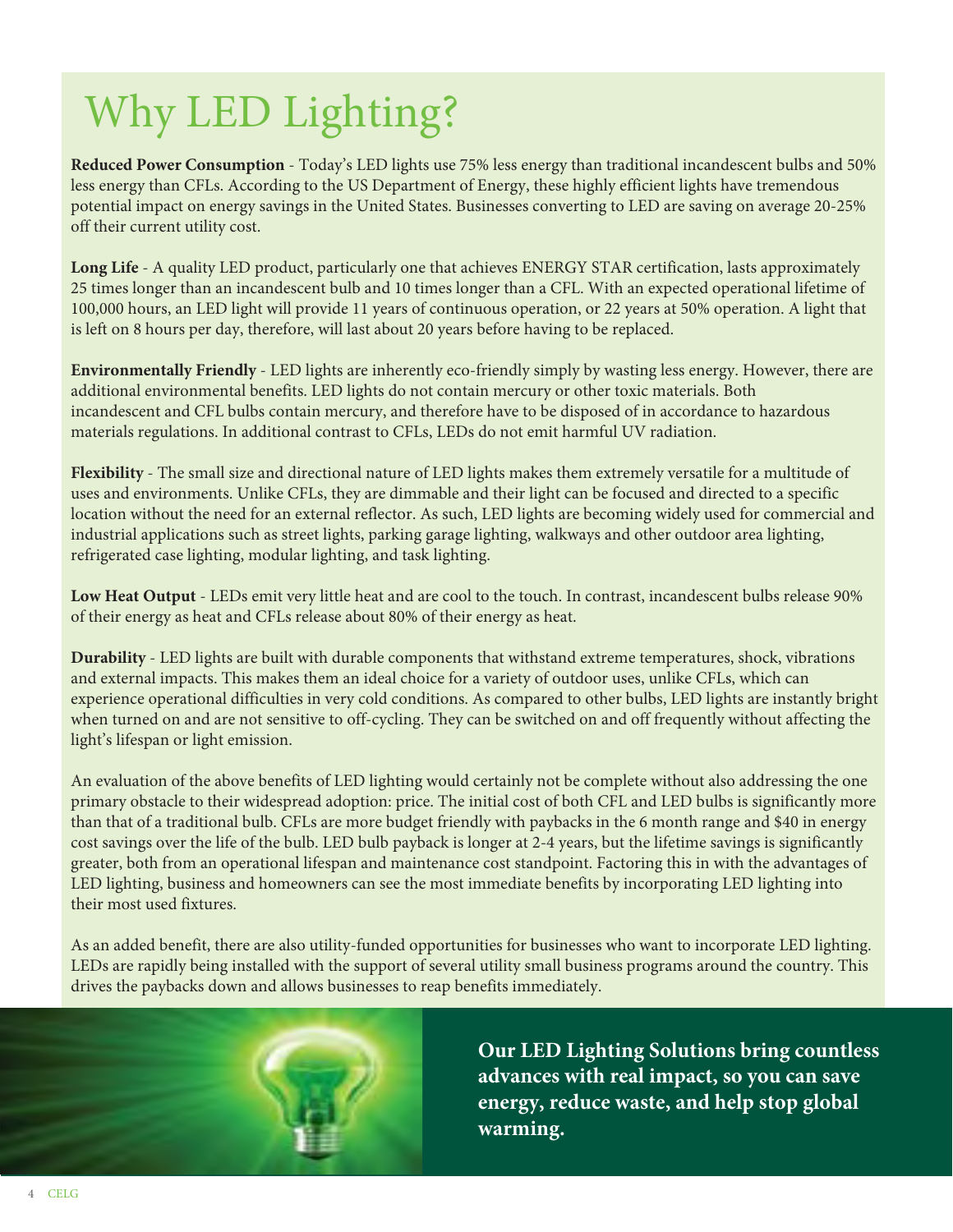# Why LED Lighting?

**Reduced Power Consumption** - Today's LED lights use 75% less energy than traditional incandescent bulbs and 50% less energy than CFLs. According to the US Department of Energy, these highly efficient lights have tremendous potential impact on energy savings in the United States. Businesses converting to LED are saving on average 20-25% off their current utility cost.

**Long Life** - A quality LED product, particularly one that achieves ENERGY STAR certification, lasts approximately 25 times longer than an incandescent bulb and 10 times longer than a CFL. With an expected operational lifetime of 100,000 hours, an LED light will provide 11 years of continuous operation, or 22 years at 50% operation. A light that is left on 8 hours per day, therefore, will last about 20 years before having to be replaced.

**Environmentally Friendly** - LED lights are inherently eco-friendly simply by wasting less energy. However, there are additional environmental benefits. LED lights do not contain mercury or other toxic materials. Both incandescent and CFL bulbs contain mercury, and therefore have to be disposed of in accordance to hazardous materials regulations. In additional contrast to CFLs, LEDs do not emit harmful UV radiation.

**Flexibility** - The small size and directional nature of LED lights makes them extremely versatile for a multitude of uses and environments. Unlike CFLs, they are dimmable and their light can be focused and directed to a specific location without the need for an external reflector. As such, LED lights are becoming widely used for commercial and industrial applications such as street lights, parking garage lighting, walkways and other outdoor area lighting, refrigerated case lighting, modular lighting, and task lighting.

**Low Heat Output** - LEDs emit very little heat and are cool to the touch. In contrast, incandescent bulbs release 90% of their energy as heat and CFLs release about 80% of their energy as heat.

**Durability** - LED lights are built with durable components that withstand extreme temperatures, shock, vibrations and external impacts. This makes them an ideal choice for a variety of outdoor uses, unlike CFLs, which can experience operational difficulties in very cold conditions. As compared to other bulbs, LED lights are instantly bright when turned on and are not sensitive to off-cycling. They can be switched on and off frequently without affecting the light's lifespan or light emission.

An evaluation of the above benefits of LED lighting would certainly not be complete without also addressing the one primary obstacle to their widespread adoption: price. The initial cost of both CFL and LED bulbs is significantly more than that of a traditional bulb. CFLs are more budget friendly with paybacks in the 6 month range and $40 in energy cost savings over the life of the bulb. LED bulb payback is longer at 2-4 years, but the lifetime savings is significantly greater, both from an operational lifespan and maintenance cost standpoint. Factoring this in with the advantages of LED lighting, business and homeowners can see the most immediate benefits by incorporating LED lighting into their most used fixtures.

As an added benefit, there are also utility-funded opportunities for businesses who want to incorporate LED lighting. LEDs are rapidly being installed with the support of several utility small business programs around the country. This drives the paybacks down and allows businesses to reap benefits immediately.

**Our LED Lighting Solutions bring countless advances with real impact, so you can save energy, reduce waste, and help stop global warming.**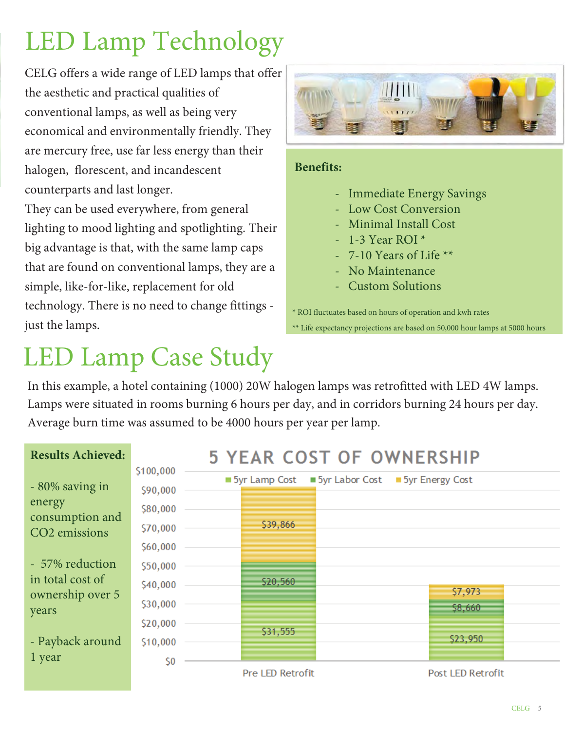# LED Lamp Technology

CELG offers a wide range of LED lamps that offer the aesthetic and practical qualities of conventional lamps, as well as being very economical and environmentally friendly. They are mercury free, use far less energy than their halogen, florescent, and incandescent counterparts and last longer.

They can be used everywhere, from general lighting to mood lighting and spotlighting. Their big advantage is that, with the same lamp caps that are found on conventional lamps, they are a simple, like-for-like, replacement for old technology. There is no need to change fittings - just the lamps.

**Benefits:**

- Immediate Energy Savings
- Low Cost Conversion
- Minimal Install Cost
- 1-3 Year ROI *
- 7-10 Years of Life **
- No Maintenance
- Custom Solutions

\* ROI fluctuates based on hours of operation and kwh rates

\*\* Life expectancy projections are based on 50,000 hour lamps at 5000 hours

# LED Lamp Case Study

In this example, a hotel containing (1000) 20W halogen lamps was retrofitted with LED 4W lamps. Lamps were situated in rooms burning 6 hours per day, and in corridors burning 24 hours per day. Average burn time was assumed to be 4000 hours per year per lamp.

**Results Achieved:**

- 80% saving in energy consumption and $CO_2$ emissions
- 57% reduction in total cost of ownership over 5 years
- Payback around 1 year

**5 YEAR COST OF OWNERSHIP**

| | 5yr Lamp Cost | 5yr Labor Cost | 5yr Energy Cost |
|---|---|---|---|
| Pre LED Retrofit | $31,555 | $20,560 | $39,866 |
| Post LED Retrofit | $23,950 | $8,660 | $7,973 |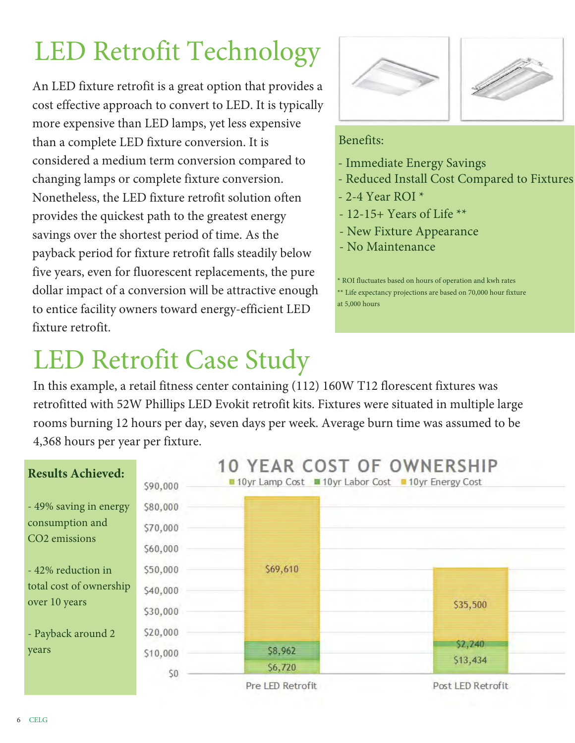# LED Retrofit Technology

An LED fixture retrofit is a great option that provides a cost effective approach to convert to LED. It is typically more expensive than LED lamps, yet less expensive than a complete LED fixture conversion. It is considered a medium term conversion compared to changing lamps or complete fixture conversion. Nonetheless, the LED fixture retrofit solution often provides the quickest path to the greatest energy savings over the shortest period of time. As the payback period for fixture retrofit falls steadily below five years, even for fluorescent replacements, the pure dollar impact of a conversion will be attractive enough to entice facility owners toward energy-efficient LED fixture retrofit.

Benefits:

- Immediate Energy Savings
- Reduced Install Cost Compared to Fixtures
- 2-4 Year ROI *
- 12-15+ Years of Life **
- New Fixture Appearance
- No Maintenance

\* ROI fluctuates based on hours of operation and kwh rates
\*\* Life expectancy projections are based on 70,000 hour fixture at 5,000 hours

# LED Retrofit Case Study

In this example, a retail fitness center containing (112) 160W T12 florescent fixtures was retrofitted with 52W Phillips LED Evokit retrofit kits. Fixtures were situated in multiple large rooms burning 12 hours per day, seven days per week. Average burn time was assumed to be 4,368 hours per year per fixture.

**Results Achieved:**

- 49% saving in energy consumption and $CO_2$ emissions

- 42% reduction in total cost of ownership over 10 years

- Payback around 2 years

**10 YEAR COST OF OWNERSHIP**

| | 10yr Lamp Cost | 10yr Labor Cost | 10yr Energy Cost |
|---|---|---|---|
| Pre LED Retrofit | $6,720 | $8,962 | $69,610 |
| Post LED Retrofit | $13,434 | $2,240 | $35,500 |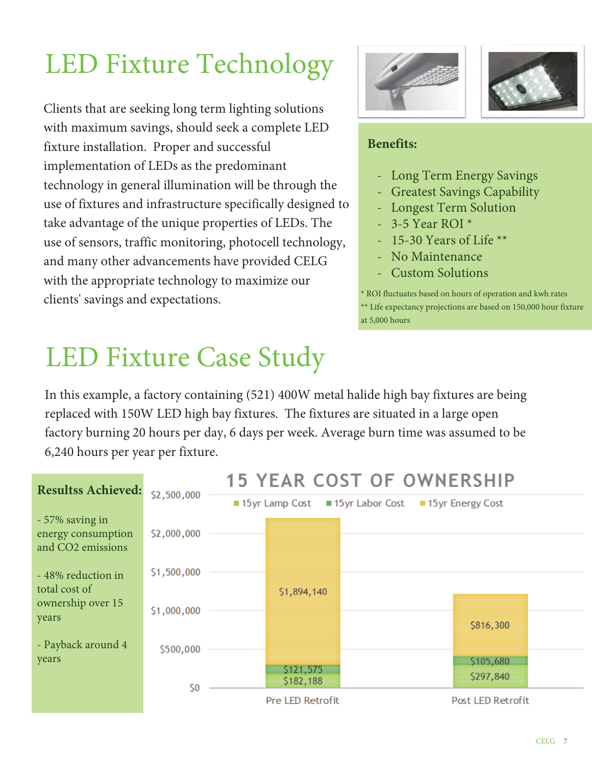# LED Fixture Technology

Clients that are seeking long term lighting solutions with maximum savings, should seek a complete LED fixture installation. Proper and successful implementation of LEDs as the predominant technology in general illumination will be through the use of fixtures and infrastructure specifically designed to take advantage of the unique properties of LEDs. The use of sensors, traffic monitoring, photocell technology, and many other advancements have provided CELG with the appropriate technology to maximize our clients' savings and expectations.

**Benefits:**

- Long Term Energy Savings
- Greatest Savings Capability
- Longest Term Solution
- 3-5 Year ROI *
- 15-30 Years of Life **
- No Maintenance
- Custom Solutions

\* ROI fluctuates based on hours of operation and kwh rates
\*\* Life expectancy projections are based on 150,000 hour fixture at 5,000 hours

# LED Fixture Case Study

In this example, a factory containing (521) 400W metal halide high bay fixtures are being replaced with 150W LED high bay fixtures. The fixtures are situated in a large open factory burning 20 hours per day, 6 days per week. Average burn time was assumed to be 6,240 hours per year per fixture.

**Resultss Achieved:**

- 57% saving in energy consumption and $CO_2$ emissions
- 48% reduction in total cost of ownership over 15 years
- Payback around 4 years

**15 YEAR COST OF OWNERSHIP**

| | 15yr Lamp Cost | 15yr Labor Cost | 15yr Energy Cost |
|---|---|---|---|
| Pre LED Retrofit | $182,188 | $121,575 | $1,894,140 |
| Post LED Retrofit | $297,840 | $105,680 | $816,300 |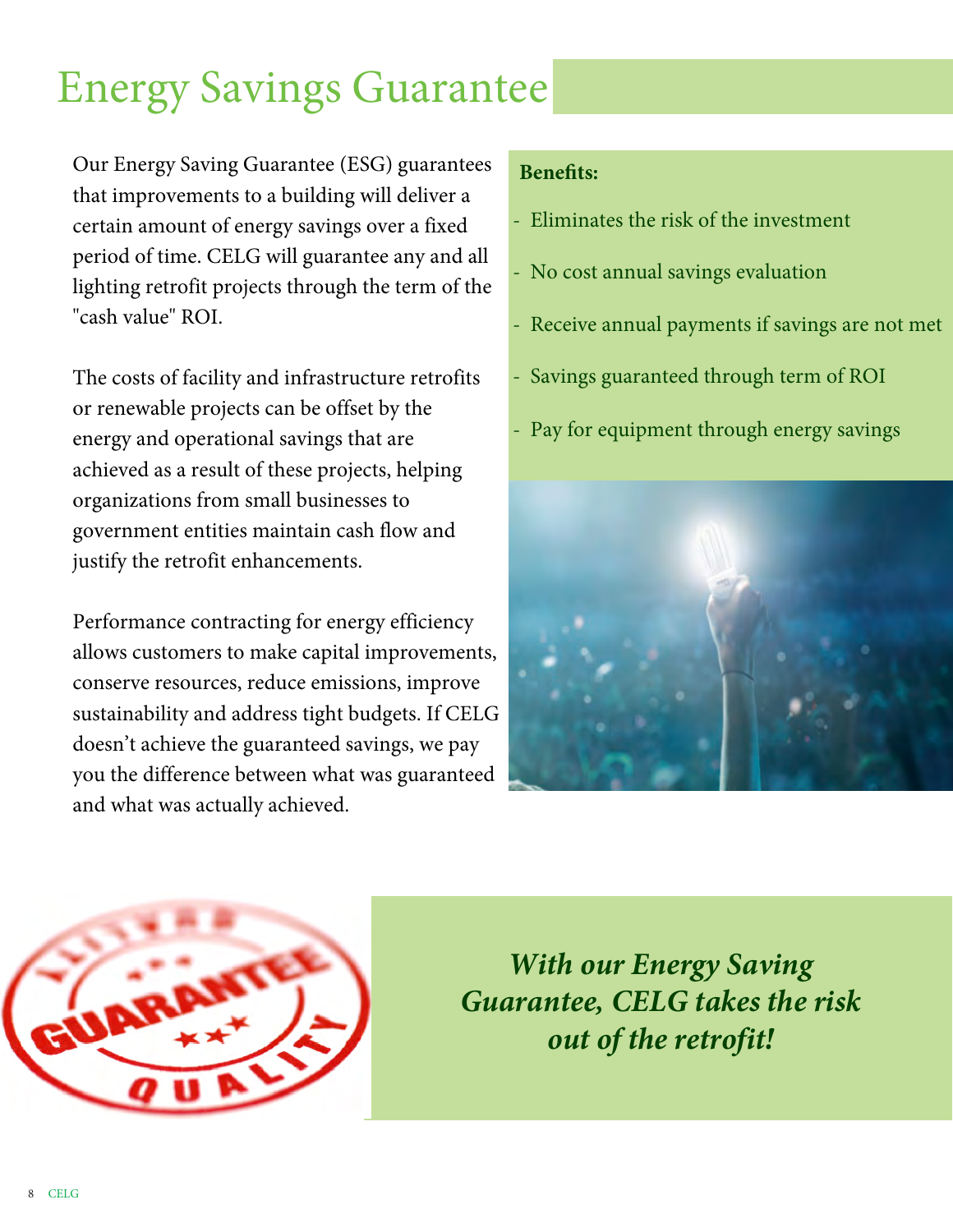# Energy Savings Guarantee

Our Energy Saving Guarantee (ESG) guarantees that improvements to a building will deliver a certain amount of energy savings over a fixed period of time. CELG will guarantee any and all lighting retrofit projects through the term of the "cash value" ROI.

The costs of facility and infrastructure retrofits or renewable projects can be offset by the energy and operational savings that are achieved as a result of these projects, helping organizations from small businesses to government entities maintain cash flow and justify the retrofit enhancements.

Performance contracting for energy efficiency allows customers to make capital improvements, conserve resources, reduce emissions, improve sustainability and address tight budgets. If CELG doesn't achieve the guaranteed savings, we pay you the difference between what was guaranteed and what was actually achieved.

**Benefits:**

- Eliminates the risk of the investment
- No cost annual savings evaluation
- Receive annual payments if savings are not met
- Savings guaranteed through term of ROI
- Pay for equipment through energy savings

***With our Energy Saving Guarantee, CELG takes the risk out of the retrofit!***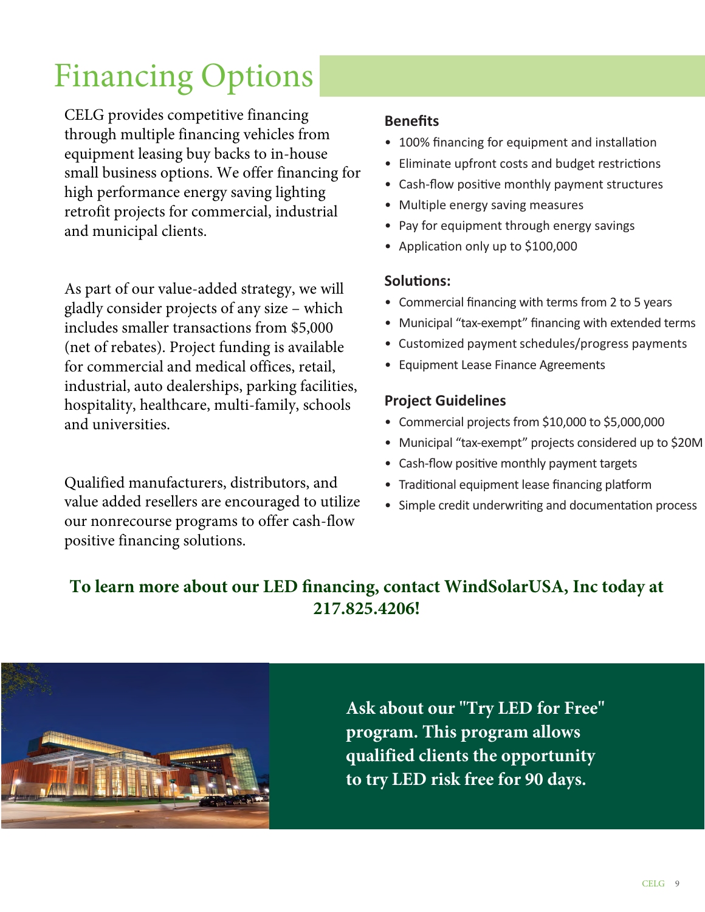# Financing Options

CELG provides competitive financing through multiple financing vehicles from equipment leasing buy backs to in-house small business options. We offer financing for high performance energy saving lighting retrofit projects for commercial, industrial and municipal clients.

As part of our value-added strategy, we will gladly consider projects of any size – which includes smaller transactions from $5,000 (net of rebates). Project funding is available for commercial and medical offices, retail, industrial, auto dealerships, parking facilities, hospitality, healthcare, multi-family, schools and universities.

Qualified manufacturers, distributors, and value added resellers are encouraged to utilize our nonrecourse programs to offer cash-flow positive financing solutions.

### Benefits

- 100% financing for equipment and installation
- Eliminate upfront costs and budget restrictions
- Cash-flow positive monthly payment structures
- Multiple energy saving measures
- Pay for equipment through energy savings
- Application only up to $100,000

### Solutions:

- Commercial financing with terms from 2 to 5 years
- Municipal "tax-exempt" financing with extended terms
- Customized payment schedules/progress payments
- Equipment Lease Finance Agreements

### Project Guidelines

- Commercial projects from $10,000 to $5,000,000
- Municipal "tax-exempt" projects considered up to $20M
- Cash-flow positive monthly payment targets
- Traditional equipment lease financing platform
- Simple credit underwriting and documentation process

**To learn more about our LED financing, contact WindSolarUSA, Inc today at 217.825.4206!**

**Ask about our "Try LED for Free" program. This program allows qualified clients the opportunity to try LED risk free for 90 days.**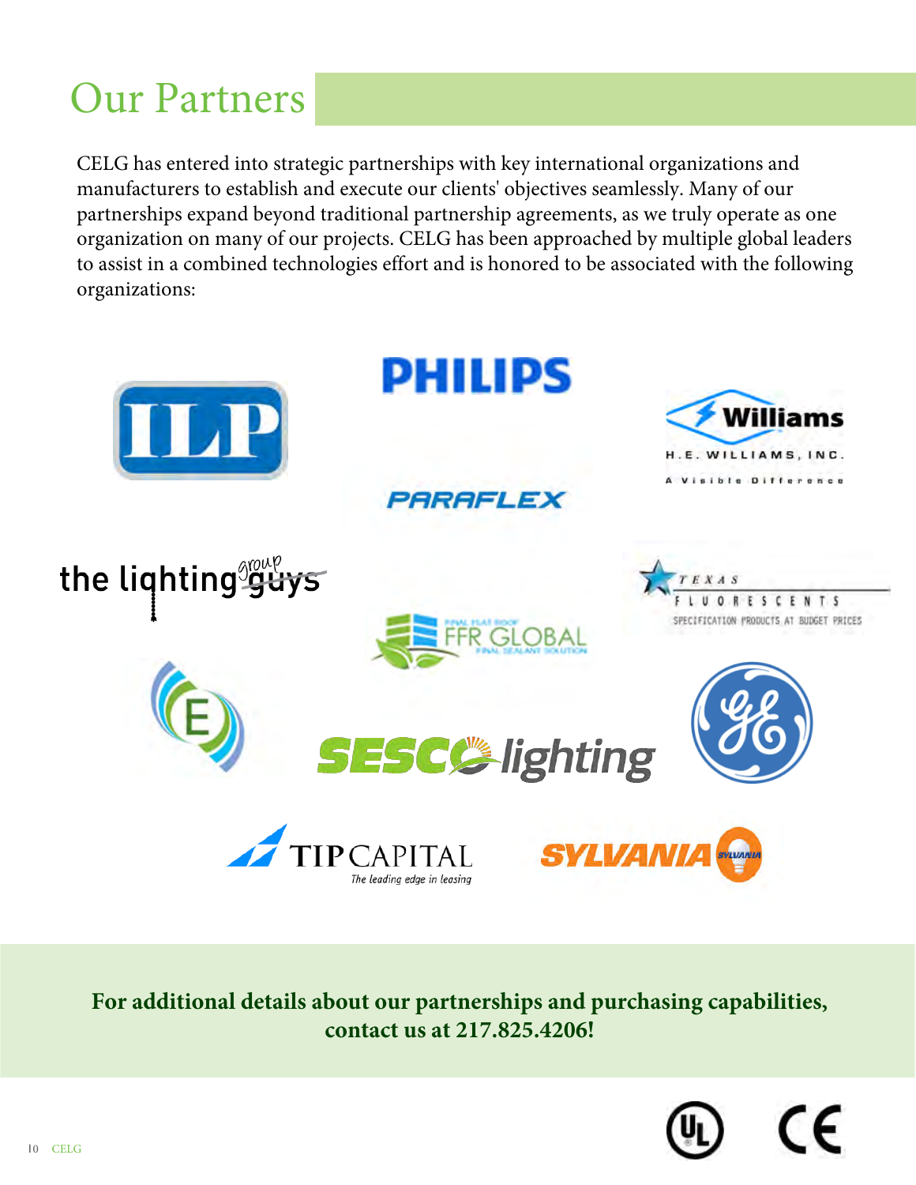# Our Partners

CELG has entered into strategic partnerships with key international organizations and manufacturers to establish and execute our clients' objectives seamlessly. Many of our partnerships expand beyond traditional partnership agreements, as we truly operate as one organization on many of our projects. CELG has been approached by multiple global leaders to assist in a combined technologies effort and is honored to be associated with the following organizations:

**For additional details about our partnerships and purchasing capabilities, contact us at 217.825.4206!**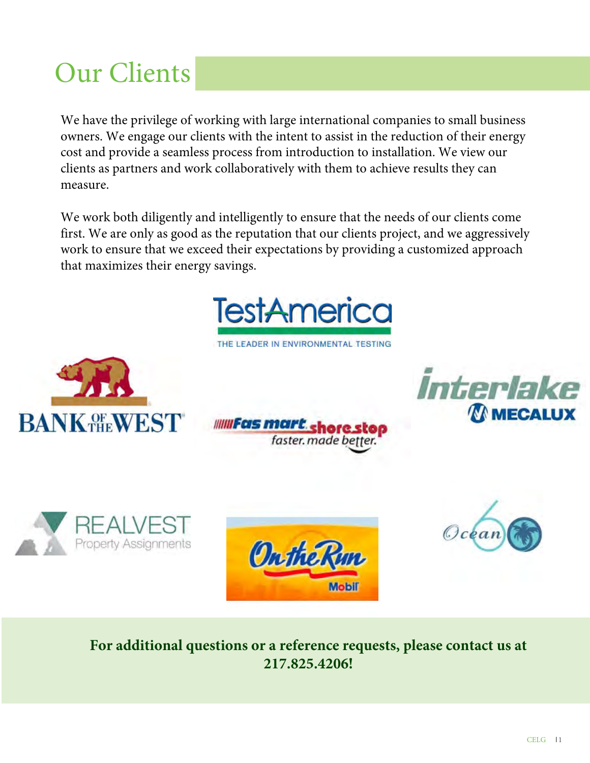# Our Clients

We have the privilege of working with large international companies to small business owners. We engage our clients with the intent to assist in the reduction of their energy cost and provide a seamless process from introduction to installation. We view our clients as partners and work collaboratively with them to achieve results they can measure.

We work both diligently and intelligently to ensure that the needs of our clients come first. We are only as good as the reputation that our clients project, and we aggressively work to ensure that we exceed their expectations by providing a customized approach that maximizes their energy savings.

**For additional questions or a reference requests, please contact us at 217.825.4206!**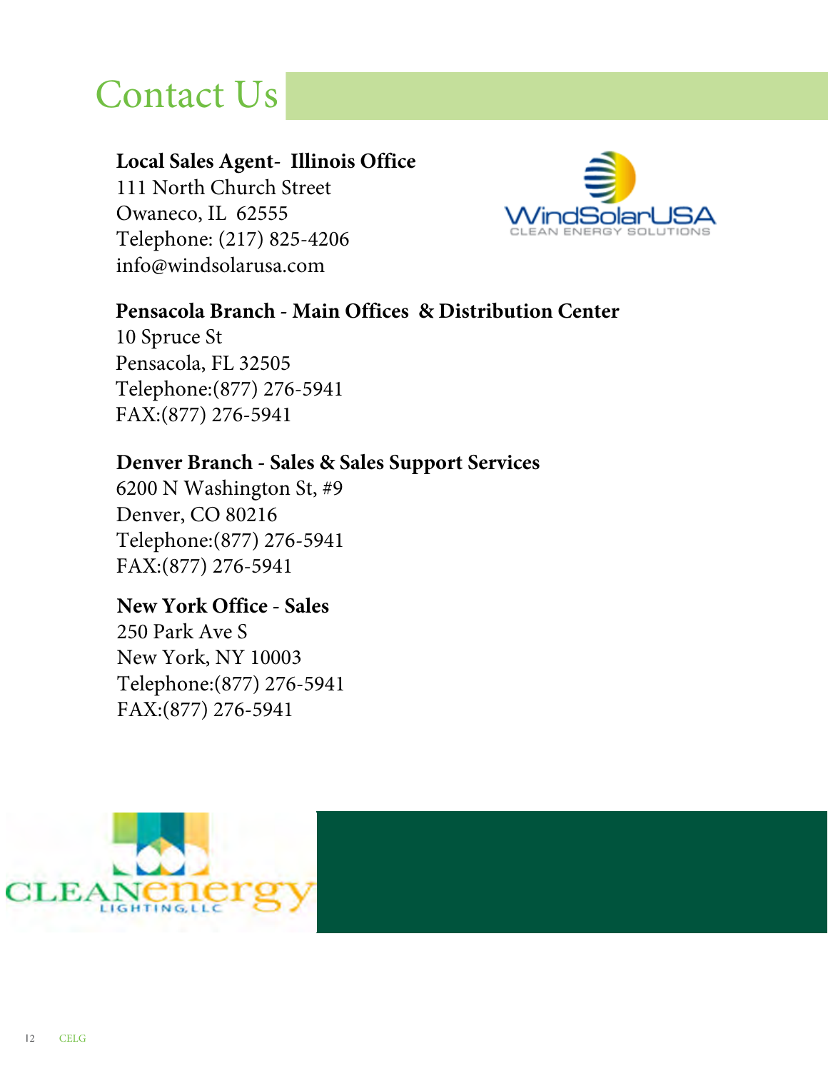# Contact Us

**Local Sales Agent- Illinois Office**
111 North Church Street
Owaneco, IL 62555
Telephone: (217) 825-4206
info@windsolarusa.com

**Pensacola Branch - Main Offices & Distribution Center**
10 Spruce St
Pensacola, FL 32505
Telephone:(877) 276-5941
FAX:(877) 276-5941

**Denver Branch - Sales & Sales Support Services**
6200 N Washington St, #9
Denver, CO 80216
Telephone:(877) 276-5941
FAX:(877) 276-5941

**New York Office - Sales**
250 Park Ave S
New York, NY 10003
Telephone:(877) 276-5941
FAX:(877) 276-5941